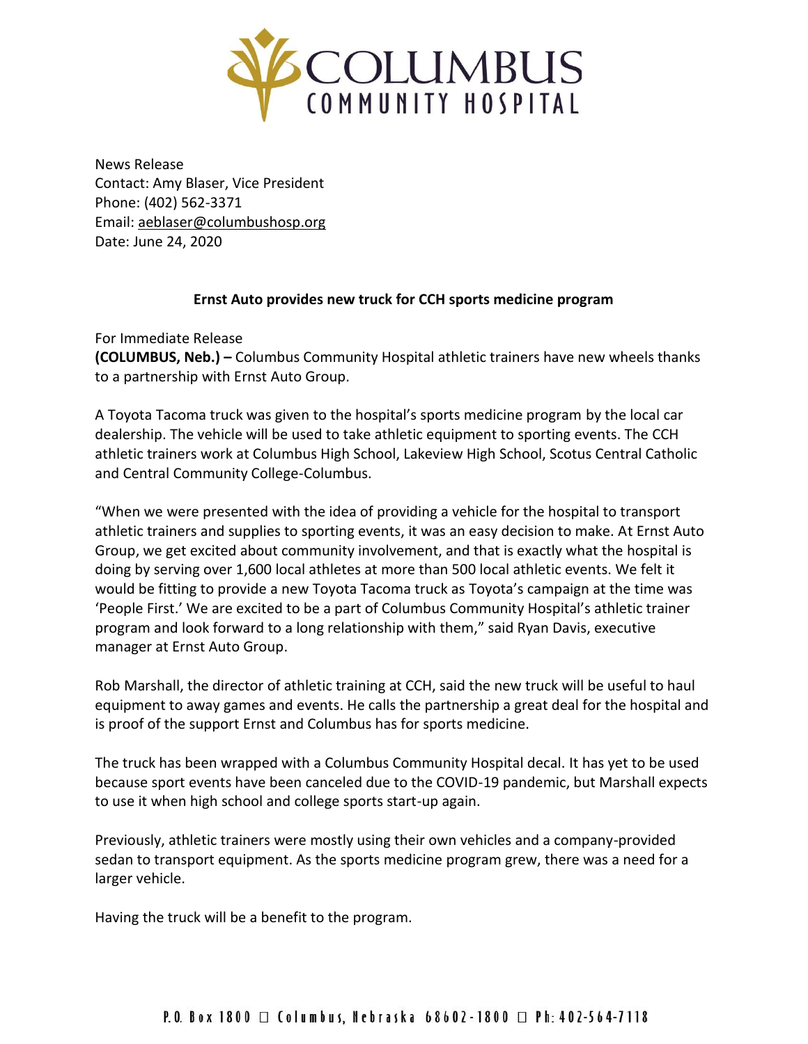# COLUMBUS COMMUNITY HOSPITAL

News Release
Contact: Amy Blaser, Vice President
Phone: (402) 562-3371
Email: aeblaser@columbushosp.org
Date: June 24, 2020

**Ernst Auto provides new truck for CCH sports medicine program**

For Immediate Release
**(COLUMBUS, Neb.) –** Columbus Community Hospital athletic trainers have new wheels thanks to a partnership with Ernst Auto Group.

A Toyota Tacoma truck was given to the hospital's sports medicine program by the local car dealership. The vehicle will be used to take athletic equipment to sporting events. The CCH athletic trainers work at Columbus High School, Lakeview High School, Scotus Central Catholic and Central Community College-Columbus.

"When we were presented with the idea of providing a vehicle for the hospital to transport athletic trainers and supplies to sporting events, it was an easy decision to make. At Ernst Auto Group, we get excited about community involvement, and that is exactly what the hospital is doing by serving over 1,600 local athletes at more than 500 local athletic events. We felt it would be fitting to provide a new Toyota Tacoma truck as Toyota's campaign at the time was 'People First.' We are excited to be a part of Columbus Community Hospital's athletic trainer program and look forward to a long relationship with them," said Ryan Davis, executive manager at Ernst Auto Group.

Rob Marshall, the director of athletic training at CCH, said the new truck will be useful to haul equipment to away games and events. He calls the partnership a great deal for the hospital and is proof of the support Ernst and Columbus has for sports medicine.

The truck has been wrapped with a Columbus Community Hospital decal. It has yet to be used because sport events have been canceled due to the COVID-19 pandemic, but Marshall expects to use it when high school and college sports start-up again.

Previously, athletic trainers were mostly using their own vehicles and a company-provided sedan to transport equipment. As the sports medicine program grew, there was a need for a larger vehicle.

Having the truck will be a benefit to the program.

P.O. Box 1800 □ Columbus, Nebraska 68602-1800 □ Ph: 402-564-7118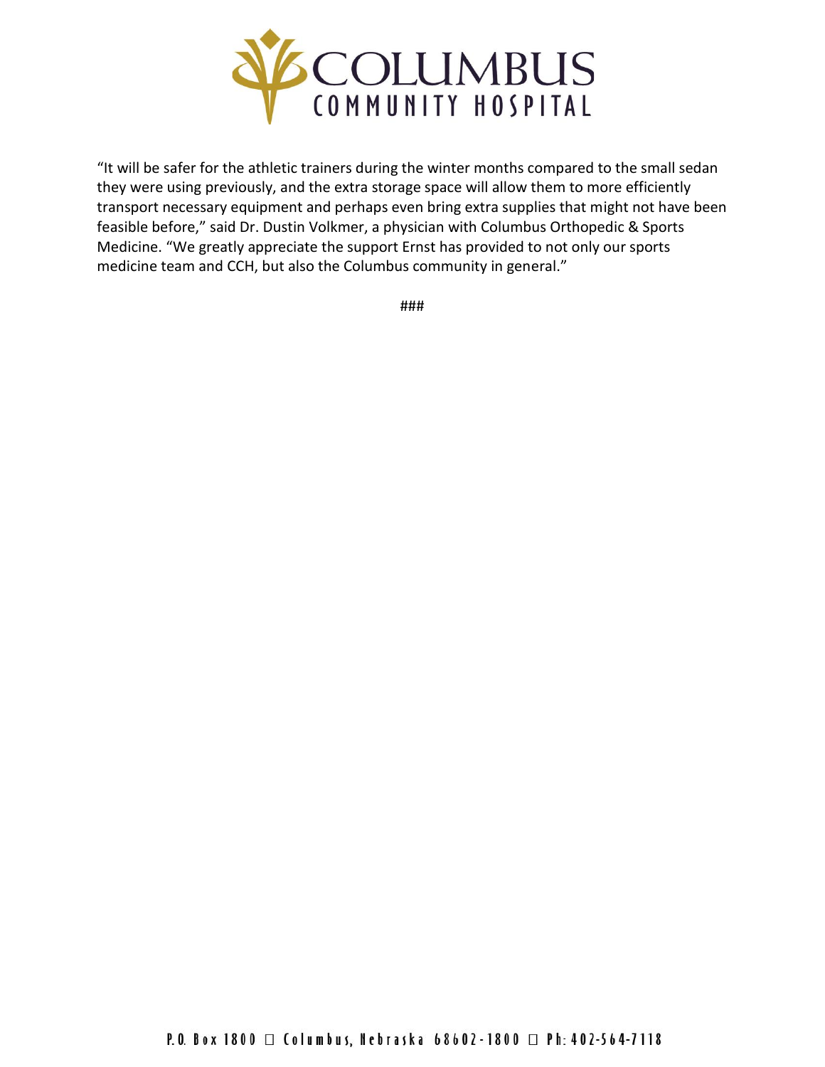"It will be safer for the athletic trainers during the winter months compared to the small sedan they were using previously, and the extra storage space will allow them to more efficiently transport necessary equipment and perhaps even bring extra supplies that might not have been feasible before," said Dr. Dustin Volkmer, a physician with Columbus Orthopedic & Sports Medicine. "We greatly appreciate the support Ernst has provided to not only our sports medicine team and CCH, but also the Columbus community in general."

###